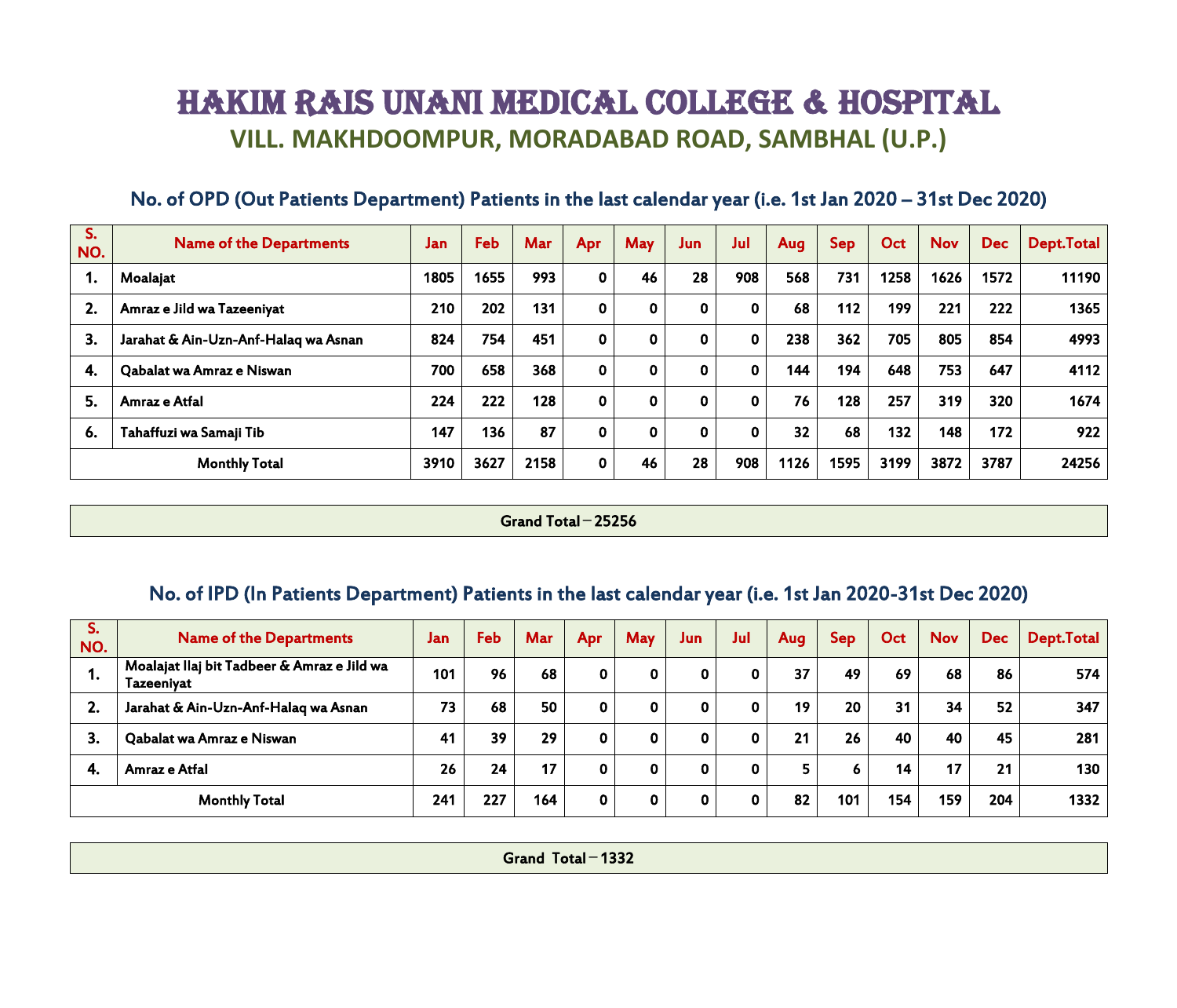# HAKIM RAIS UNANI MEDICAL COLLEGE & HOSPITAL

## VILL. MAKHDOOMPUR, MORADABAD ROAD, SAMBHAL (U.P.)

### No. of OPD (Out Patients Department) Patients in the last calendar year (i.e. 1st Jan 2020 – 31st Dec 2020)

| S. NO. | Name of the Departments | Jan | Feb | Mar | Apr | May | Jun | Jul | Aug | Sep | Oct | Nov | Dec | Dept.Total |
|---|---|---|---|---|---|---|---|---|---|---|---|---|---|---|
| 1. | Moalajat | 1805 | 1655 | 993 | 0 | 46 | 28 | 908 | 568 | 731 | 1258 | 1626 | 1572 | 11190 |
| 2. | Amraz e Jild wa Tazeeniyat | 210 | 202 | 131 | 0 | 0 | 0 | 0 | 68 | 112 | 199 | 221 | 222 | 1365 |
| 3. | Jarahat & Ain-Uzn-Anf-Halaq wa Asnan | 824 | 754 | 451 | 0 | 0 | 0 | 0 | 238 | 362 | 705 | 805 | 854 | 4993 |
| 4. | Qabalat wa Amraz e Niswan | 700 | 658 | 368 | 0 | 0 | 0 | 0 | 144 | 194 | 648 | 753 | 647 | 4112 |
| 5. | Amraz e Atfal | 224 | 222 | 128 | 0 | 0 | 0 | 0 | 76 | 128 | 257 | 319 | 320 | 1674 |
| 6. | Tahaffuzi wa Samaji Tib | 147 | 136 | 87 | 0 | 0 | 0 | 0 | 32 | 68 | 132 | 148 | 172 | 922 |
| Monthly Total | | 3910 | 3627 | 2158 | 0 | 46 | 28 | 908 | 1126 | 1595 | 3199 | 3872 | 3787 | 24256 |

**Grand Total – 25256**

### No. of IPD (In Patients Department) Patients in the last calendar year (i.e. 1st Jan 2020-31st Dec 2020)

| S. NO. | Name of the Departments | Jan | Feb | Mar | Apr | May | Jun | Jul | Aug | Sep | Oct | Nov | Dec | Dept.Total |
|---|---|---|---|---|---|---|---|---|---|---|---|---|---|---|
| 1. | Moalajat Ilaj bit Tadbeer & Amraz e Jild wa Tazeeniyat | 101 | 96 | 68 | 0 | 0 | 0 | 0 | 37 | 49 | 69 | 68 | 86 | 574 |
| 2. | Jarahat & Ain-Uzn-Anf-Halaq wa Asnan | 73 | 68 | 50 | 0 | 0 | 0 | 0 | 19 | 20 | 31 | 34 | 52 | 347 |
| 3. | Qabalat wa Amraz e Niswan | 41 | 39 | 29 | 0 | 0 | 0 | 0 | 21 | 26 | 40 | 40 | 45 | 281 |
| 4. | Amraz e Atfal | 26 | 24 | 17 | 0 | 0 | 0 | 0 | 5 | 6 | 14 | 17 | 21 | 130 |
| Monthly Total | | 241 | 227 | 164 | 0 | 0 | 0 | 0 | 82 | 101 | 154 | 159 | 204 | 1332 |

**Grand Total – 1332**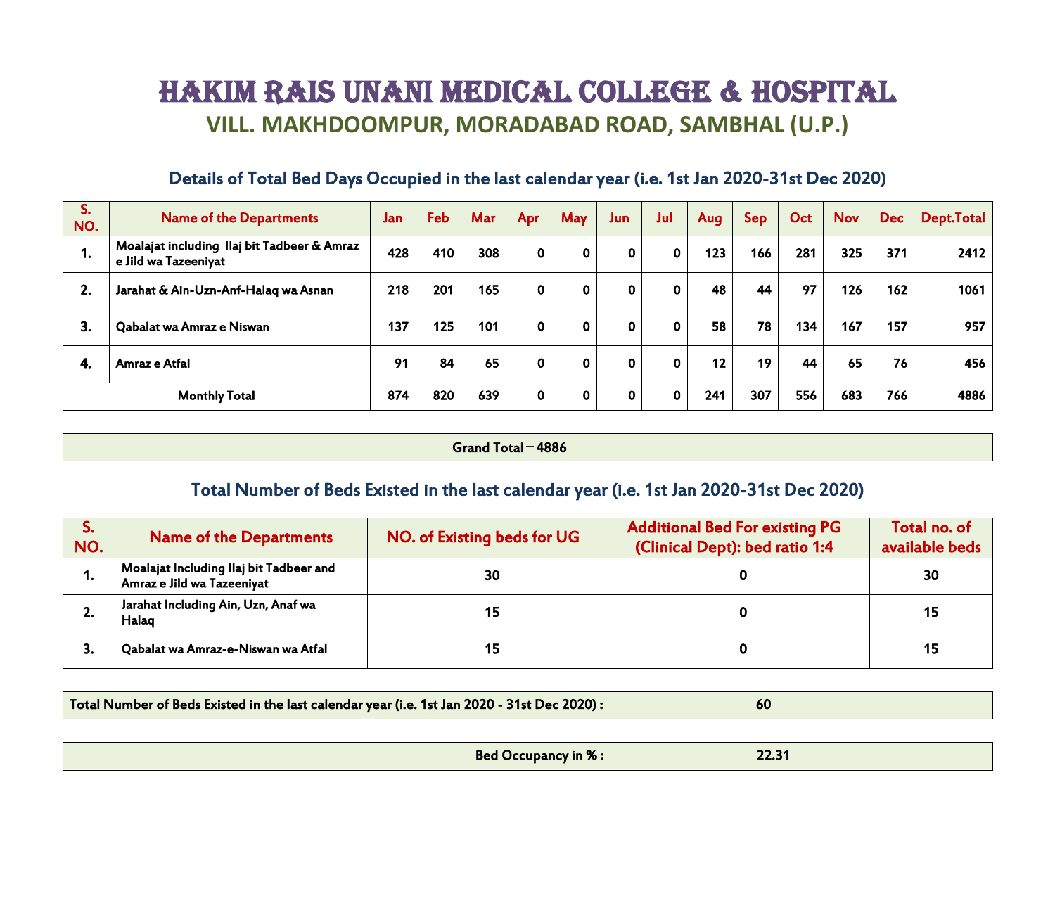# HAKIM RAIS UNANI MEDICAL COLLEGE & HOSPITAL

## VILL. MAKHDOOMPUR, MORADABAD ROAD, SAMBHAL (U.P.)

### Details of Total Bed Days Occupied in the last calendar year (i.e. 1st Jan 2020-31st Dec 2020)

| S. NO. | Name of the Departments | Jan | Feb | Mar | Apr | May | Jun | Jul | Aug | Sep | Oct | Nov | Dec | Dept.Total |
|---|---|---|---|---|---|---|---|---|---|---|---|---|---|---|
| 1. | Moalajat including Ilaj bit Tadbeer & Amraz e Jild wa Tazeeniyat | 428 | 410 | 308 | 0 | 0 | 0 | 0 | 123 | 166 | 281 | 325 | 371 | 2412 |
| 2. | Jarahat & Ain-Uzn-Anf-Halaq wa Asnan | 218 | 201 | 165 | 0 | 0 | 0 | 0 | 48 | 44 | 97 | 126 | 162 | 1061 |
| 3. | Qabalat wa Amraz e Niswan | 137 | 125 | 101 | 0 | 0 | 0 | 0 | 58 | 78 | 134 | 167 | 157 | 957 |
| 4. | Amraz e Atfal | 91 | 84 | 65 | 0 | 0 | 0 | 0 | 12 | 19 | 44 | 65 | 76 | 456 |
| Monthly Total | | 874 | 820 | 639 | 0 | 0 | 0 | 0 | 241 | 307 | 556 | 683 | 766 | 4886 |

**Grand Total – 4886**

### Total Number of Beds Existed in the last calendar year (i.e. 1st Jan 2020-31st Dec 2020)

| S. NO. | Name of the Departments | NO. of Existing beds for UG | Additional Bed For existing PG (Clinical Dept): bed ratio 1:4 | Total no. of available beds |
|---|---|---|---|---|
| 1. | Moalajat Including Ilaj bit Tadbeer and Amraz e Jild wa Tazeeniyat | 30 | 0 | 30 |
| 2. | Jarahat Including Ain, Uzn, Anaf wa Halaq | 15 | 0 | 15 |
| 3. | Qabalat wa Amraz-e-Niswan wa Atfal | 15 | 0 | 15 |

**Total Number of Beds Existed in the last calendar year (i.e. 1st Jan 2020 - 31st Dec 2020) : 60**

**Bed Occupancy in % : 22.31**